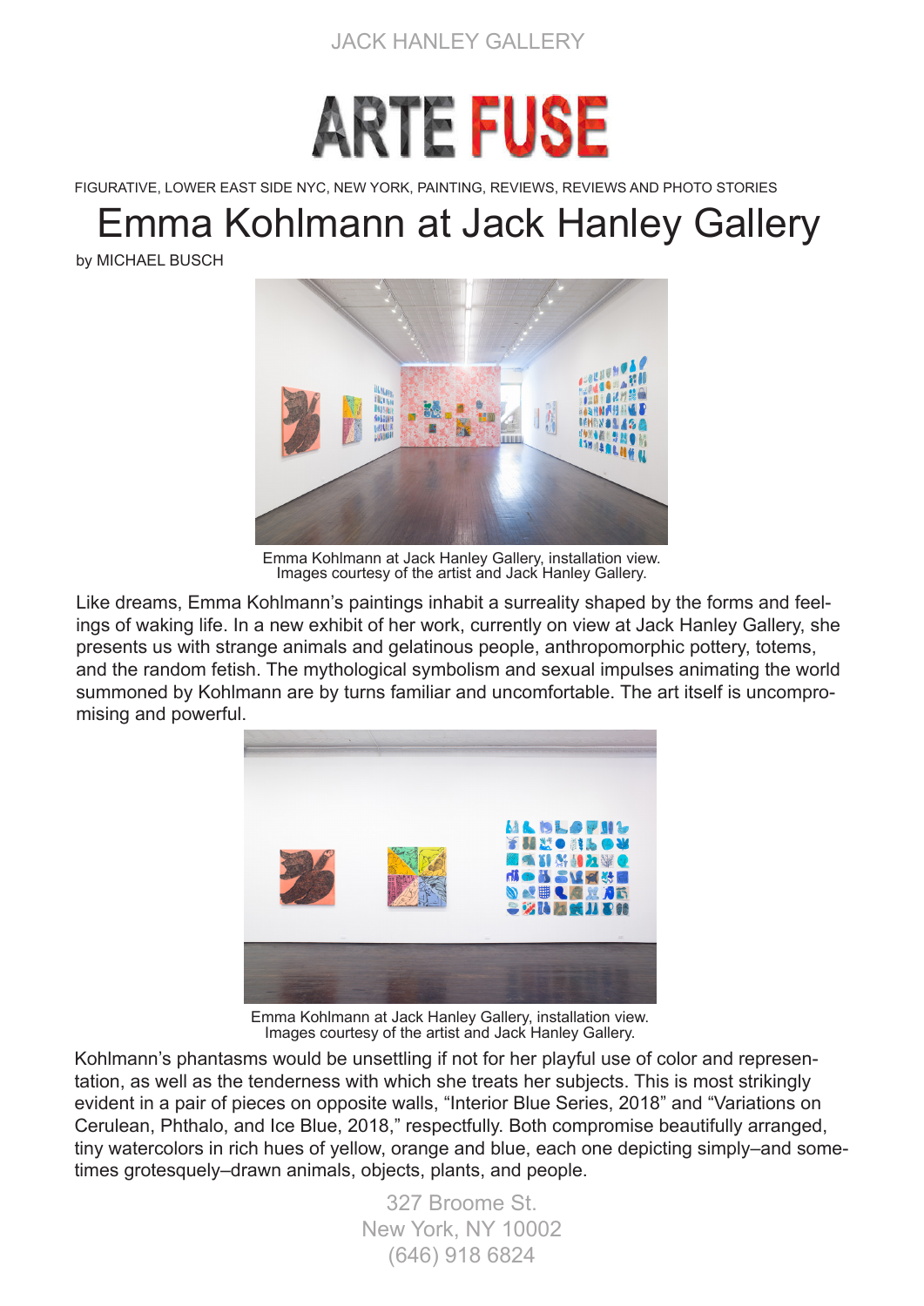JACK HANLEY GALLERY

ARTE FUSE

FIGURATIVE, LOWER EAST SIDE NYC, NEW YORK, PAINTING, REVIEWS, REVIEWS AND PHOTO STORIES

# Emma Kohlmann at Jack Hanley Gallery

by MICHAEL BUSCH

Emma Kohlmann at Jack Hanley Gallery, installation view.
Images courtesy of the artist and Jack Hanley Gallery.

Like dreams, Emma Kohlmann's paintings inhabit a surreality shaped by the forms and feelings of waking life. In a new exhibit of her work, currently on view at Jack Hanley Gallery, she presents us with strange animals and gelatinous people, anthropomorphic pottery, totems, and the random fetish. The mythological symbolism and sexual impulses animating the world summoned by Kohlmann are by turns familiar and uncomfortable. The art itself is uncompromising and powerful.

Emma Kohlmann at Jack Hanley Gallery, installation view.
Images courtesy of the artist and Jack Hanley Gallery.

Kohlmann's phantasms would be unsettling if not for her playful use of color and representation, as well as the tenderness with which she treats her subjects. This is most strikingly evident in a pair of pieces on opposite walls, "Interior Blue Series, 2018" and "Variations on Cerulean, Phthalo, and Ice Blue, 2018," respectfully. Both compromise beautifully arranged, tiny watercolors in rich hues of yellow, orange and blue, each one depicting simply–and sometimes grotesquely–drawn animals, objects, plants, and people.

327 Broome St.
New York, NY 10002
(646) 918 6824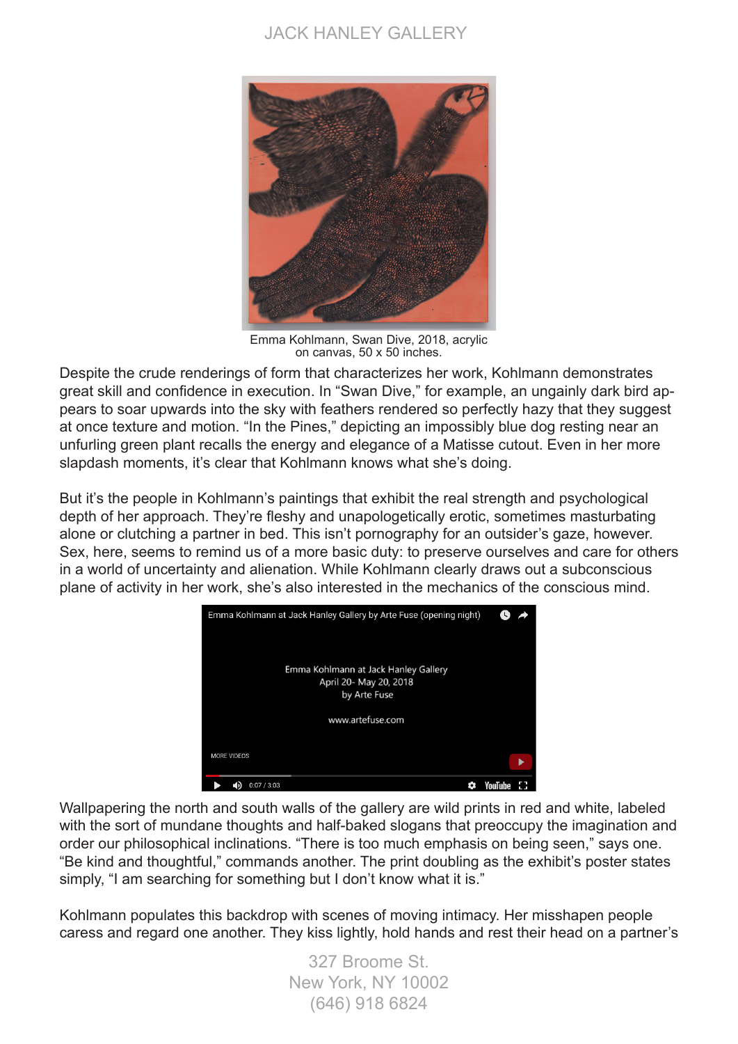Emma Kohlmann, Swan Dive, 2018, acrylic on canvas, 50 x 50 inches.

Despite the crude renderings of form that characterizes her work, Kohlmann demonstrates great skill and confidence in execution. In “Swan Dive,” for example, an ungainly dark bird appears to soar upwards into the sky with feathers rendered so perfectly hazy that they suggest at once texture and motion. “In the Pines,” depicting an impossibly blue dog resting near an unfurling green plant recalls the energy and elegance of a Matisse cutout. Even in her more slapdash moments, it’s clear that Kohlmann knows what she’s doing.

But it’s the people in Kohlmann’s paintings that exhibit the real strength and psychological depth of her approach. They’re fleshy and unapologetically erotic, sometimes masturbating alone or clutching a partner in bed. This isn’t pornography for an outsider’s gaze, however. Sex, here, seems to remind us of a more basic duty: to preserve ourselves and care for others in a world of uncertainty and alienation. While Kohlmann clearly draws out a subconscious plane of activity in her work, she’s also interested in the mechanics of the conscious mind.

Emma Kohlmann at Jack Hanley Gallery by Arte Fuse (opening night)

Emma Kohlmann at Jack Hanley Gallery
April 20- May 20, 2018
by Arte Fuse

www.artefuse.com

Wallpapering the north and south walls of the gallery are wild prints in red and white, labeled with the sort of mundane thoughts and half-baked slogans that preoccupy the imagination and order our philosophical inclinations. “There is too much emphasis on being seen,” says one. “Be kind and thoughtful,” commands another. The print doubling as the exhibit’s poster states simply, “I am searching for something but I don’t know what it is.”

Kohlmann populates this backdrop with scenes of moving intimacy. Her misshapen people caress and regard one another. They kiss lightly, hold hands and rest their head on a partner’s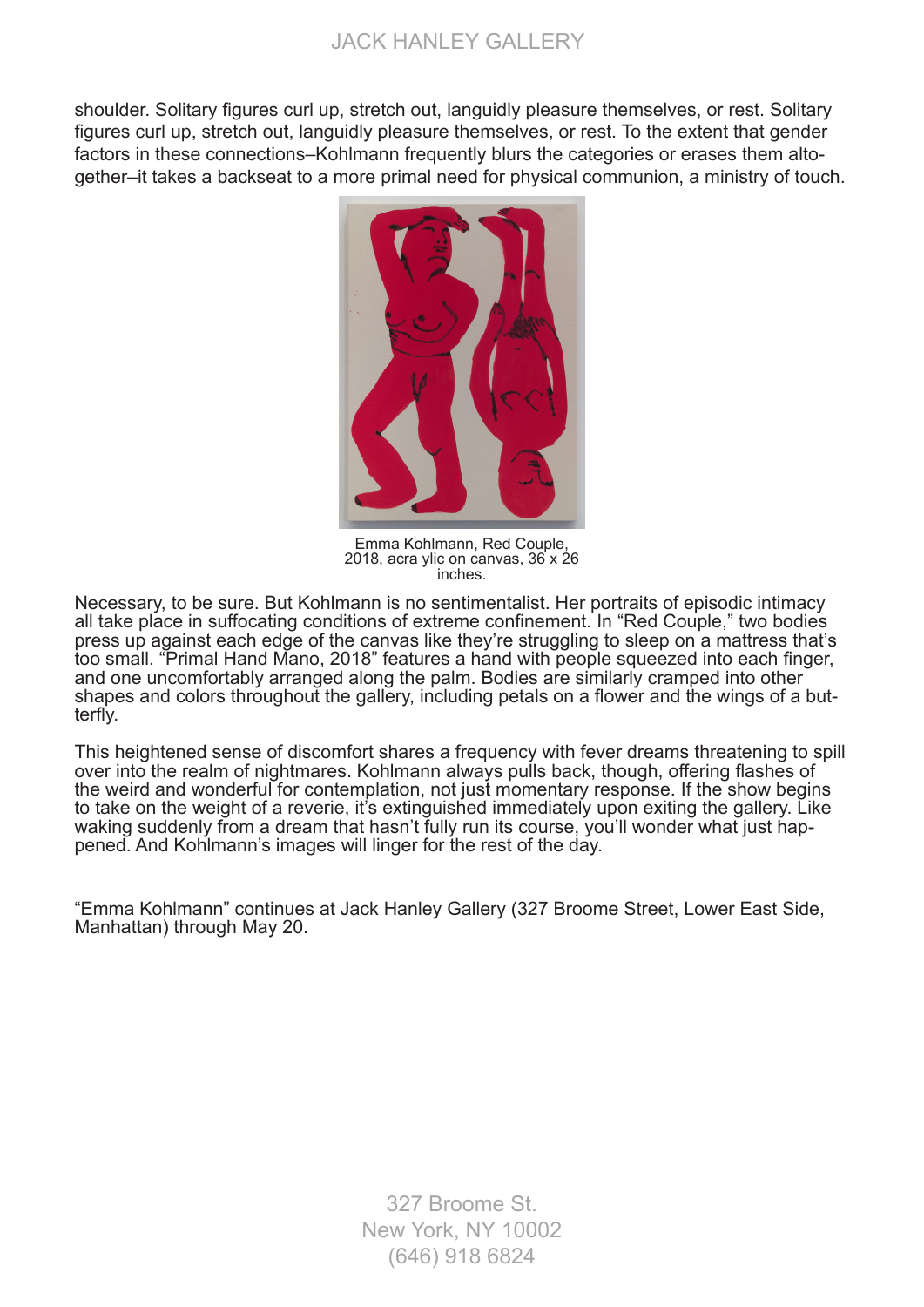shoulder. Solitary figures curl up, stretch out, languidly pleasure themselves, or rest. Solitary figures curl up, stretch out, languidly pleasure themselves, or rest. To the extent that gender factors in these connections–Kohlmann frequently blurs the categories or erases them altogether–it takes a backseat to a more primal need for physical communion, a ministry of touch.

Emma Kohlmann, Red Couple, 2018, acra ylic on canvas, 36 x 26 inches.

Necessary, to be sure. But Kohlmann is no sentimentalist. Her portraits of episodic intimacy all take place in suffocating conditions of extreme confinement. In "Red Couple," two bodies press up against each edge of the canvas like they're struggling to sleep on a mattress that's too small. "Primal Hand Mano, 2018" features a hand with people squeezed into each finger, and one uncomfortably arranged along the palm. Bodies are similarly cramped into other shapes and colors throughout the gallery, including petals on a flower and the wings of a butterfly.

This heightened sense of discomfort shares a frequency with fever dreams threatening to spill over into the realm of nightmares. Kohlmann always pulls back, though, offering flashes of the weird and wonderful for contemplation, not just momentary response. If the show begins to take on the weight of a reverie, it's extinguished immediately upon exiting the gallery. Like waking suddenly from a dream that hasn't fully run its course, you'll wonder what just happened. And Kohlmann's images will linger for the rest of the day.

"Emma Kohlmann" continues at Jack Hanley Gallery (327 Broome Street, Lower East Side, Manhattan) through May 20.